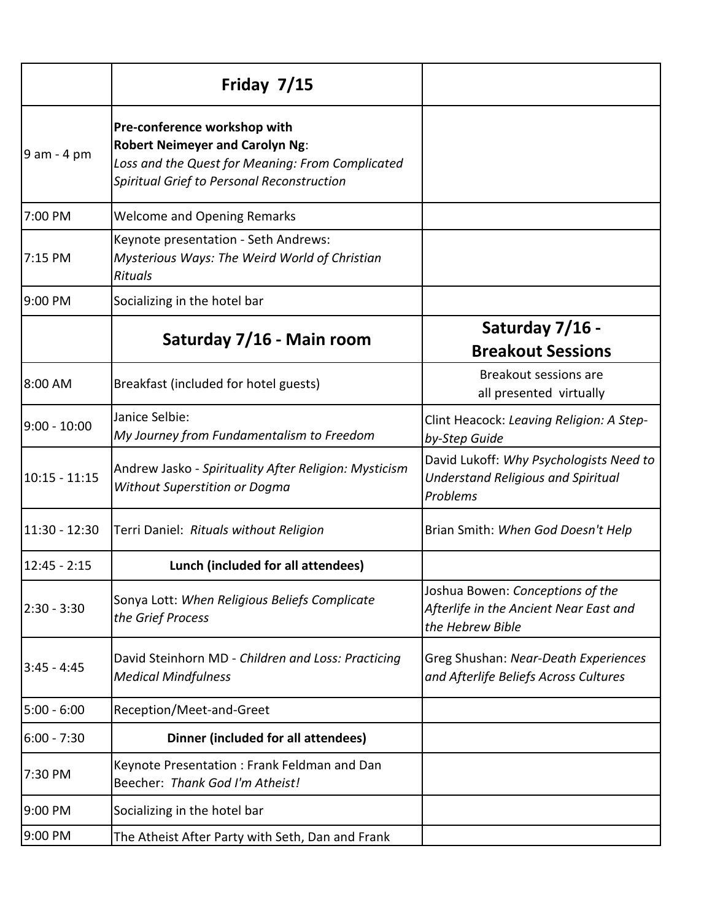| | **Friday 7/15** | |
|---|---|---|
| 9 am - 4 pm | **Pre-conference workshop with Robert Neimeyer and Carolyn Ng**: *Loss and the Quest for Meaning: From Complicated Spiritual Grief to Personal Reconstruction* | |
| 7:00 PM | Welcome and Opening Remarks | |
| 7:15 PM | Keynote presentation - Seth Andrews: *Mysterious Ways: The Weird World of Christian Rituals* | |
| 9:00 PM | Socializing in the hotel bar | |
| | **Saturday 7/16 - Main room** | **Saturday 7/16 - Breakout Sessions** |
| 8:00 AM | Breakfast (included for hotel guests) | Breakout sessions are all presented virtually |
| 9:00 - 10:00 | Janice Selbie: *My Journey from Fundamentalism to Freedom* | Clint Heacock: *Leaving Religion: A Step-by-Step Guide* |
| 10:15 - 11:15 | Andrew Jasko - *Spirituality After Religion: Mysticism Without Superstition or Dogma* | David Lukoff: *Why Psychologists Need to Understand Religious and Spiritual Problems* |
| 11:30 - 12:30 | Terri Daniel: *Rituals without Religion* | Brian Smith: *When God Doesn't Help* |
| 12:45 - 2:15 | **Lunch (included for all attendees)** | |
| 2:30 - 3:30 | Sonya Lott: *When Religious Beliefs Complicate the Grief Process* | Joshua Bowen: *Conceptions of the Afterlife in the Ancient Near East and the Hebrew Bible* |
| 3:45 - 4:45 | David Steinhorn MD - *Children and Loss: Practicing Medical Mindfulness* | Greg Shushan: *Near-Death Experiences and Afterlife Beliefs Across Cultures* |
| 5:00 - 6:00 | Reception/Meet-and-Greet | |
| 6:00 - 7:30 | **Dinner (included for all attendees)** | |
| 7:30 PM | Keynote Presentation : Frank Feldman and Dan Beecher: *Thank God I'm Atheist!* | |
| 9:00 PM | Socializing in the hotel bar | |
| 9:00 PM | The Atheist After Party with Seth, Dan and Frank | |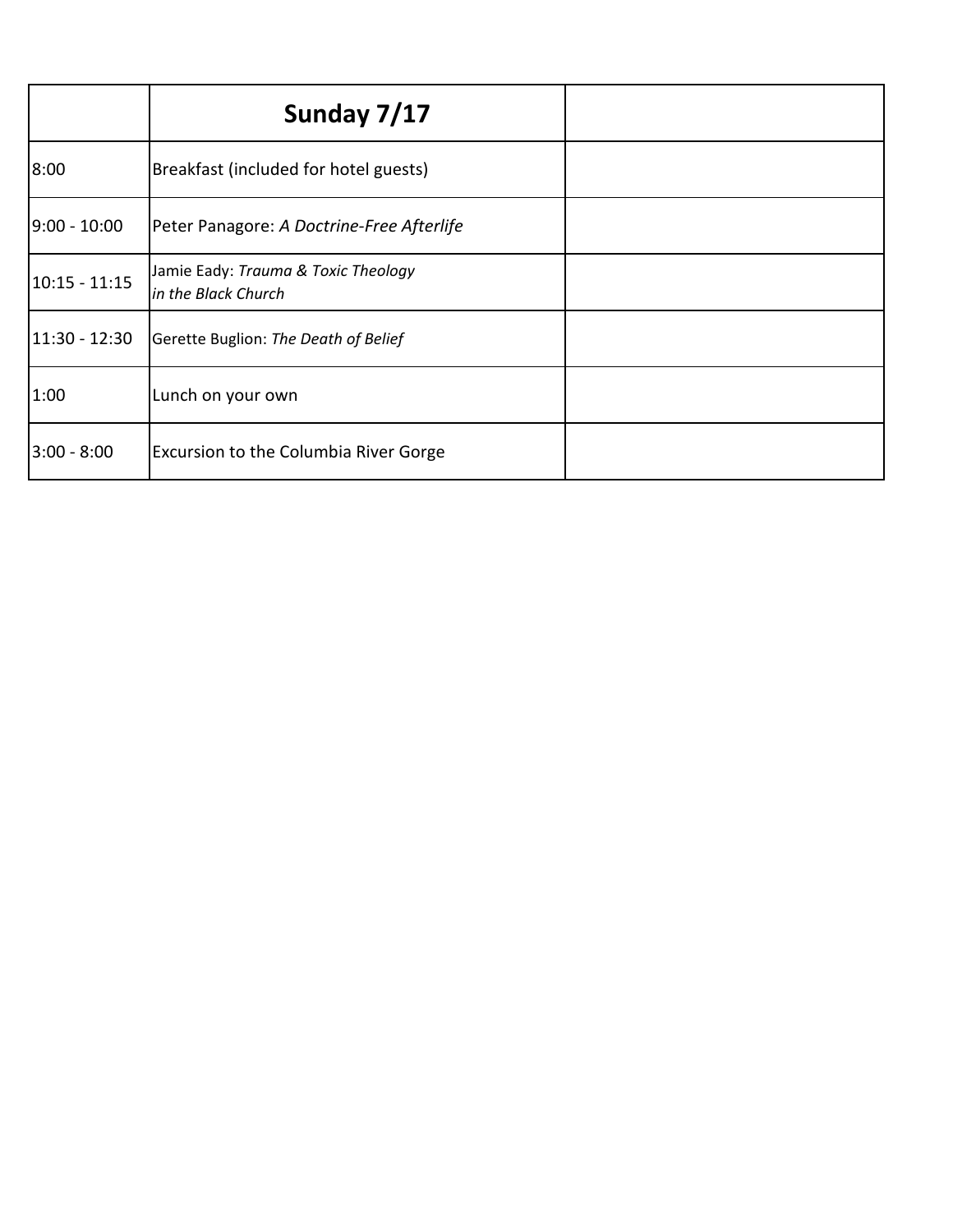| | **Sunday 7/17** | |
|---|---|---|
| 8:00 | Breakfast (included for hotel guests) | |
| 9:00 - 10:00 | Peter Panagore: *A Doctrine-Free Afterlife* | |
| 10:15 - 11:15 | Jamie Eady: *Trauma & Toxic Theology in the Black Church* | |
| 11:30 - 12:30 | Gerette Buglion: *The Death of Belief* | |
| 1:00 | Lunch on your own | |
| 3:00 - 8:00 | Excursion to the Columbia River Gorge | |